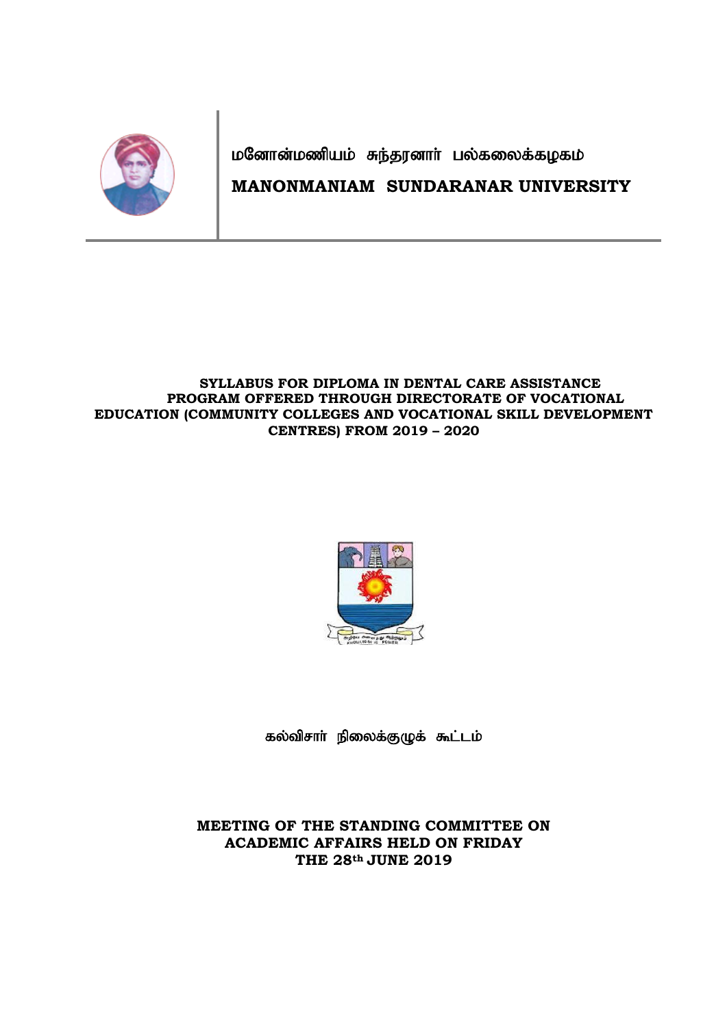மனோன்மணியம் சுந்தரனார் பல்கலைக்கழகம்

# MANONMANIAM SUNDARANAR UNIVERSITY

**SYLLABUS FOR DIPLOMA IN DENTAL CARE ASSISTANCE PROGRAM OFFERED THROUGH DIRECTORATE OF VOCATIONAL EDUCATION (COMMUNITY COLLEGES AND VOCATIONAL SKILL DEVELOPMENT CENTRES) FROM 2019 – 2020**

கல்விசார் நிலைக்குழுக் கூட்டம்

**MEETING OF THE STANDING COMMITTEE ON ACADEMIC AFFAIRS HELD ON FRIDAY THE 28th JUNE 2019**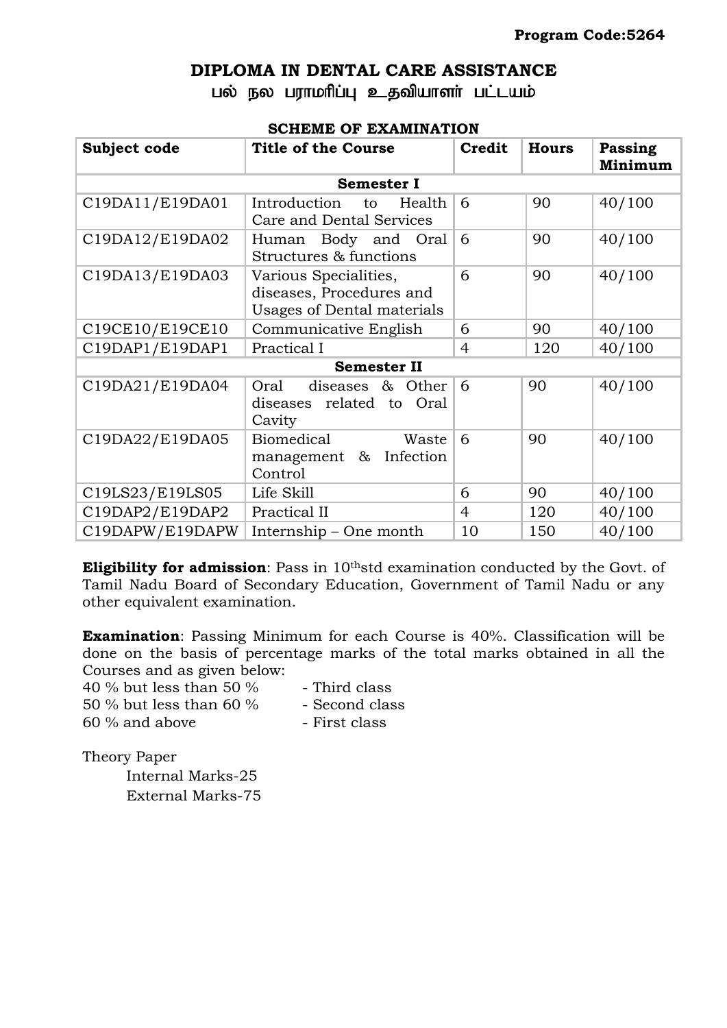**Program Code:5264**

# DIPLOMA IN DENTAL CARE ASSISTANCE

## பல் நல பராமரிப்பு உதவியாளர் பட்டயம்

**SCHEME OF EXAMINATION**

| Subject code | Title of the Course | Credit | Hours | Passing Minimum |
|---|---|---|---|---|
| **Semester I** | | | | |
| C19DA11/E19DA01 | Introduction to Health Care and Dental Services | 6 | 90 | 40/100 |
| C19DA12/E19DA02 | Human Body and Oral Structures & functions | 6 | 90 | 40/100 |
| C19DA13/E19DA03 | Various Specialities, diseases, Procedures and Usages of Dental materials | 6 | 90 | 40/100 |
| C19CE10/E19CE10 | Communicative English | 6 | 90 | 40/100 |
| C19DAP1/E19DAP1 | Practical I | 4 | 120 | 40/100 |
| **Semester II** | | | | |
| C19DA21/E19DA04 | Oral diseases & Other diseases related to Oral Cavity | 6 | 90 | 40/100 |
| C19DA22/E19DA05 | Biomedical Waste management & Infection Control | 6 | 90 | 40/100 |
| C19LS23/E19LS05 | Life Skill | 6 | 90 | 40/100 |
| C19DAP2/E19DAP2 | Practical II | 4 | 120 | 40/100 |
| C19DAPW/E19DAPW | Internship – One month | 10 | 150 | 40/100 |

**Eligibility for admission**: Pass in $10^{th}$std examination conducted by the Govt. of Tamil Nadu Board of Secondary Education, Government of Tamil Nadu or any other equivalent examination.

**Examination**: Passing Minimum for each Course is 40%. Classification will be done on the basis of percentage marks of the total marks obtained in all the Courses and as given below:

40 % but less than 50 % - Third class
50 % but less than 60 % - Second class
60 % and above - First class

Theory Paper
Internal Marks-25
External Marks-75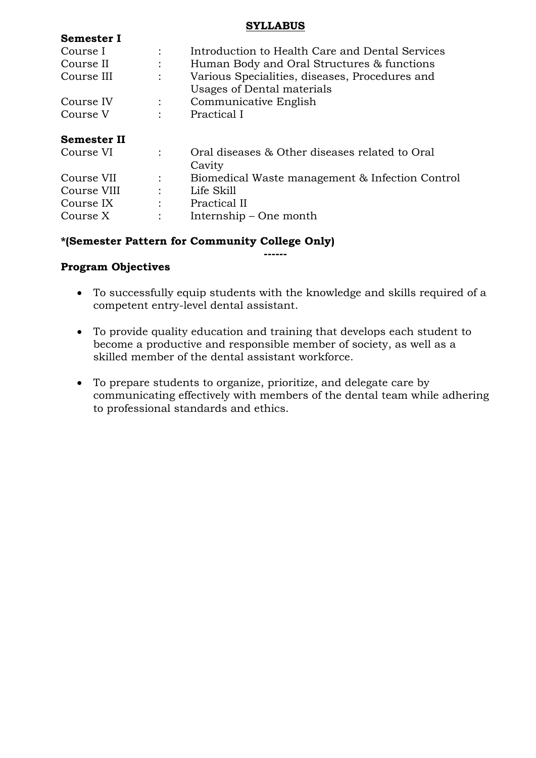# SYLLABUS

**Semester I**

| | | |
|---|---|---|
| Course I | : | Introduction to Health Care and Dental Services |
| Course II | : | Human Body and Oral Structures & functions |
| Course III | : | Various Specialities, diseases, Procedures and Usages of Dental materials |
| Course IV | : | Communicative English |
| Course V | : | Practical I |

**Semester II**

| | | |
|---|---|---|
| Course VI | : | Oral diseases & Other diseases related to Oral Cavity |
| Course VII | : | Biomedical Waste management & Infection Control |
| Course VIII | : | Life Skill |
| Course IX | : | Practical II |
| Course X | : | Internship – One month |

**\*(Semester Pattern for Community College Only)**

------

**Program Objectives**

- To successfully equip students with the knowledge and skills required of a competent entry-level dental assistant.
- To provide quality education and training that develops each student to become a productive and responsible member of society, as well as a skilled member of the dental assistant workforce.
- To prepare students to organize, prioritize, and delegate care by communicating effectively with members of the dental team while adhering to professional standards and ethics.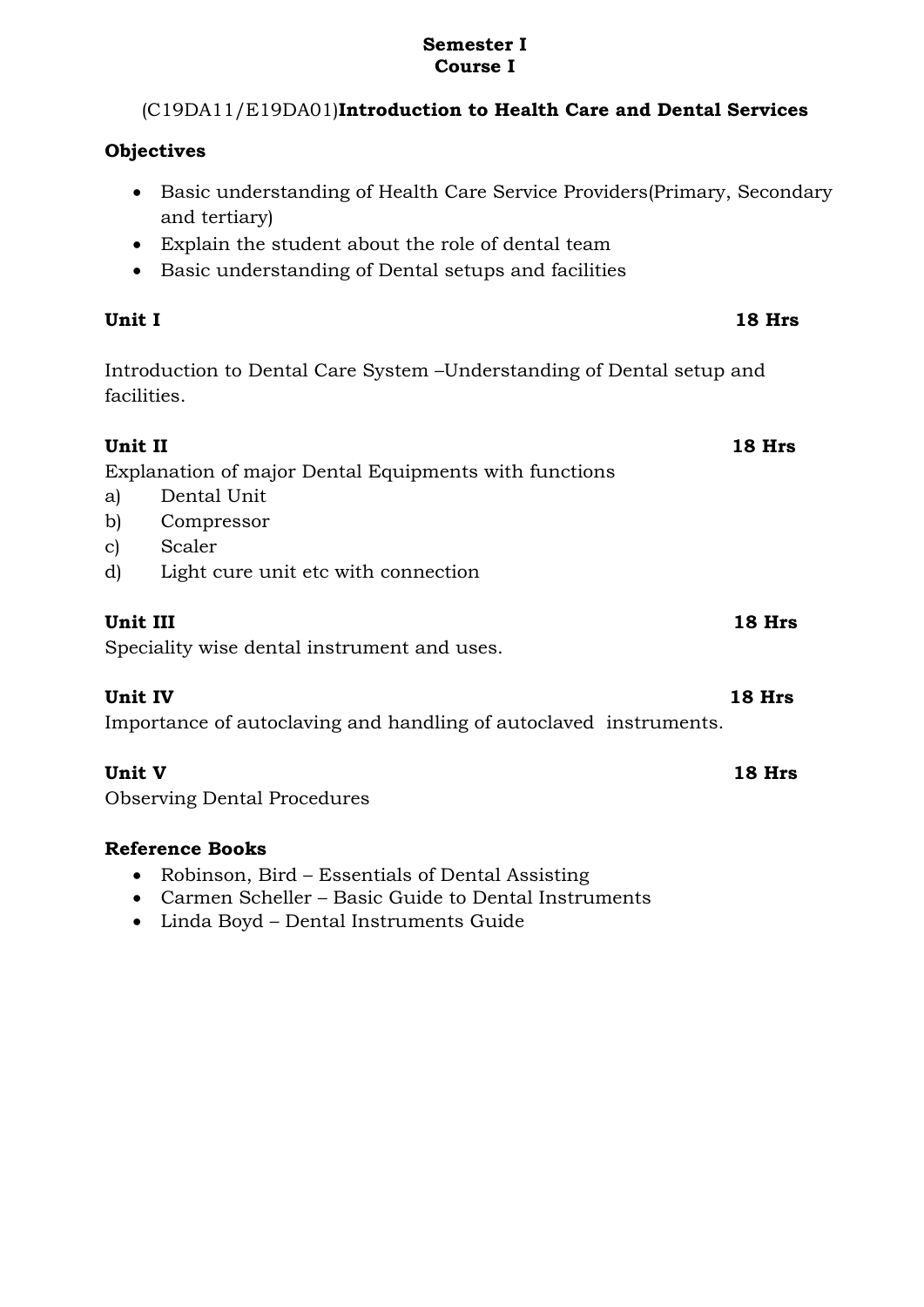**Semester I**
**Course I**

(C19DA11/E19DA01)**Introduction to Health Care and Dental Services**

**Objectives**

- Basic understanding of Health Care Service Providers(Primary, Secondary and tertiary)
- Explain the student about the role of dental team
- Basic understanding of Dental setups and facilities

**Unit I** **18 Hrs**

Introduction to Dental Care System –Understanding of Dental setup and facilities.

**Unit II** **18 Hrs**

Explanation of major Dental Equipments with functions

a) Dental Unit
b) Compressor
c) Scaler
d) Light cure unit etc with connection

**Unit III** **18 Hrs**

Speciality wise dental instrument and uses.

**Unit IV** **18 Hrs**

Importance of autoclaving and handling of autoclaved instruments.

**Unit V** **18 Hrs**

Observing Dental Procedures

**Reference Books**

- Robinson, Bird – Essentials of Dental Assisting
- Carmen Scheller – Basic Guide to Dental Instruments
- Linda Boyd – Dental Instruments Guide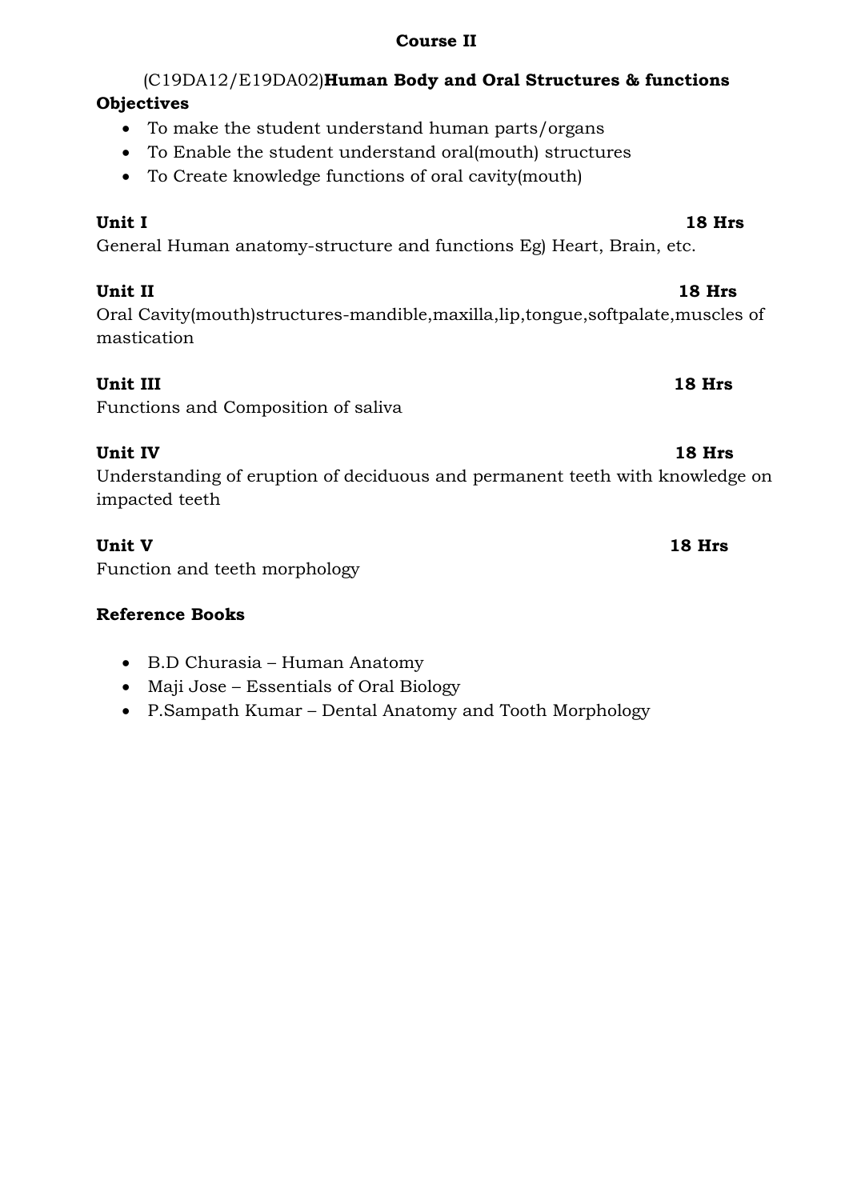## Course II

(C19DA12/E19DA02)**Human Body and Oral Structures & functions**

**Objectives**

- To make the student understand human parts/organs
- To Enable the student understand oral(mouth) structures
- To Create knowledge functions of oral cavity(mouth)

**Unit I** **18 Hrs**

General Human anatomy-structure and functions Eg) Heart, Brain, etc.

**Unit II** **18 Hrs**

Oral Cavity(mouth)structures-mandible,maxilla,lip,tongue,softpalate,muscles of mastication

**Unit III** **18 Hrs**

Functions and Composition of saliva

**Unit IV** **18 Hrs**

Understanding of eruption of deciduous and permanent teeth with knowledge on impacted teeth

**Unit V** **18 Hrs**

Function and teeth morphology

**Reference Books**

- B.D Churasia – Human Anatomy
- Maji Jose – Essentials of Oral Biology
- P.Sampath Kumar – Dental Anatomy and Tooth Morphology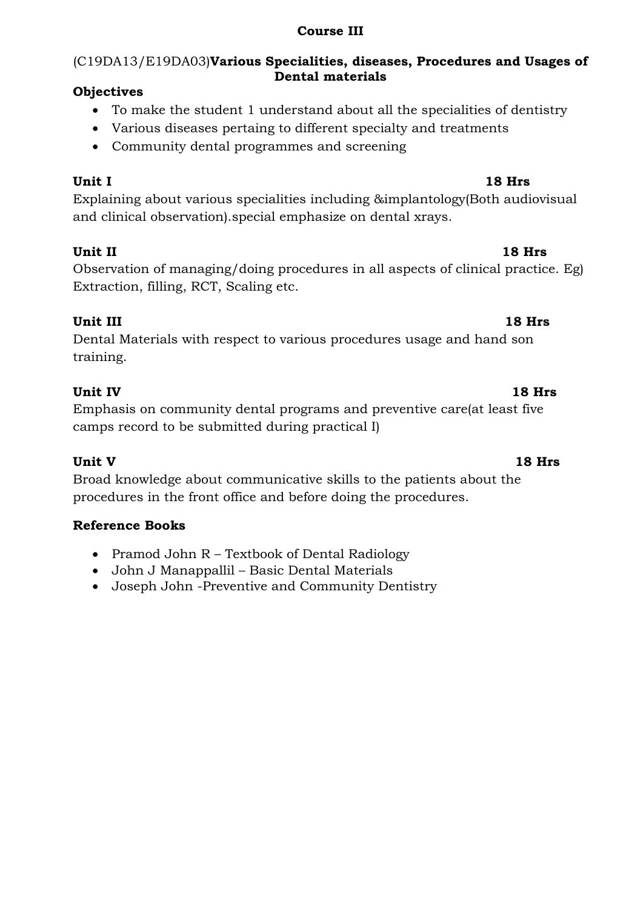**Course III**

(C19DA13/E19DA03)**Various Specialities, diseases, Procedures and Usages of Dental materials**

**Objectives**

- To make the student 1 understand about all the specialities of dentistry
- Various diseases pertaing to different specialty and treatments
- Community dental programmes and screening

**Unit I** **18 Hrs**

Explaining about various specialities including &implantology(Both audiovisual and clinical observation).special emphasize on dental xrays.

**Unit II** **18 Hrs**

Observation of managing/doing procedures in all aspects of clinical practice. Eg) Extraction, filling, RCT, Scaling etc.

**Unit III** **18 Hrs**

Dental Materials with respect to various procedures usage and hand son training.

**Unit IV** **18 Hrs**

Emphasis on community dental programs and preventive care(at least five camps record to be submitted during practical I)

**Unit V** **18 Hrs**

Broad knowledge about communicative skills to the patients about the procedures in the front office and before doing the procedures.

**Reference Books**

- Pramod John R – Textbook of Dental Radiology
- John J Manappallil – Basic Dental Materials
- Joseph John -Preventive and Community Dentistry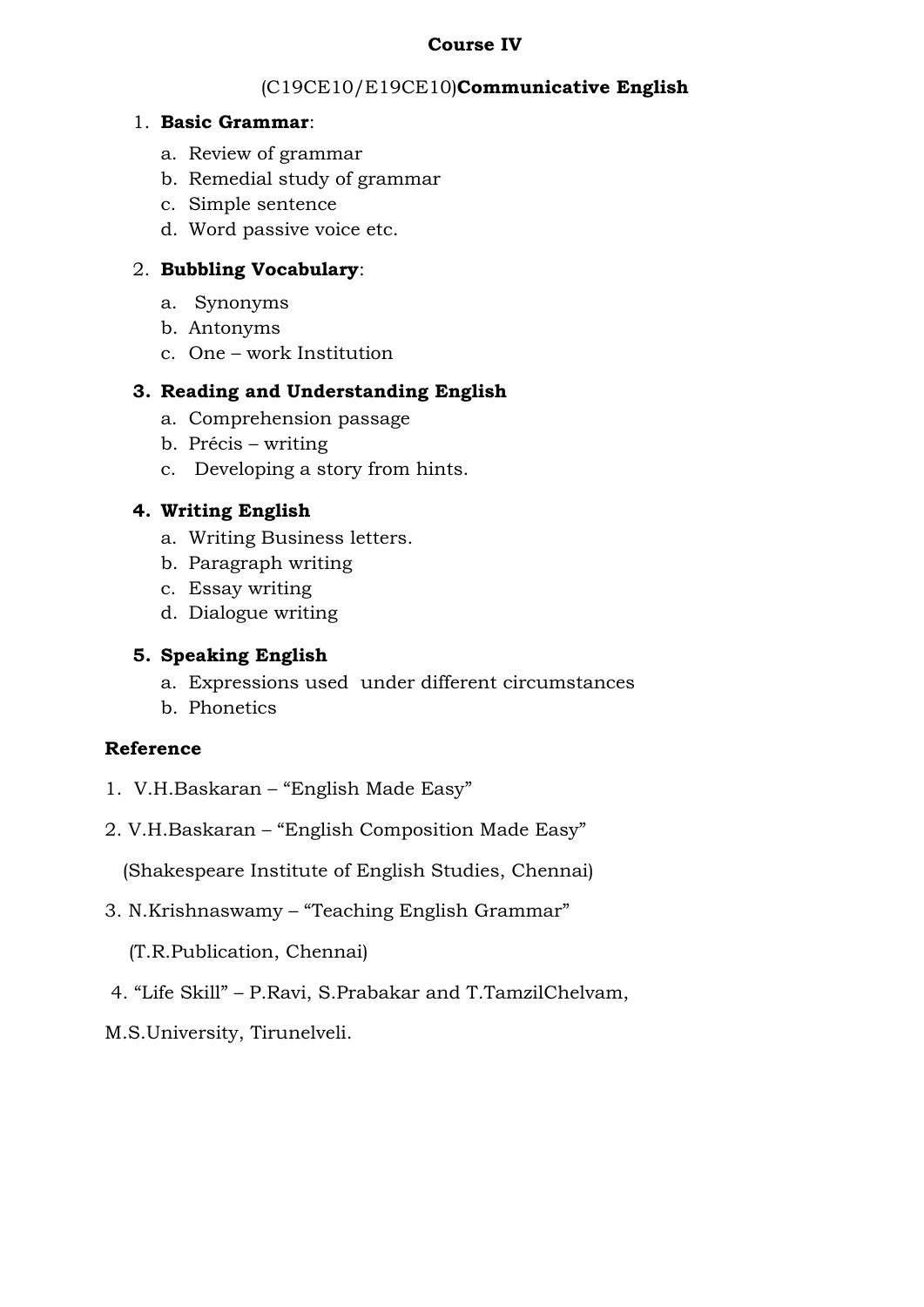**Course IV**

(C19CE10/E19CE10)**Communicative English**

1. **Basic Grammar**:
    a. Review of grammar
    b. Remedial study of grammar
    c. Simple sentence
    d. Word passive voice etc.

2. **Bubbling Vocabulary**:
    a. Synonyms
    b. Antonyms
    c. One – work Institution

3. **Reading and Understanding English**
    a. Comprehension passage
    b. Précis – writing
    c. Developing a story from hints.

4. **Writing English**
    a. Writing Business letters.
    b. Paragraph writing
    c. Essay writing
    d. Dialogue writing

5. **Speaking English**
    a. Expressions used under different circumstances
    b. Phonetics

**Reference**

1. V.H.Baskaran – "English Made Easy"
2. V.H.Baskaran – "English Composition Made Easy" (Shakespeare Institute of English Studies, Chennai)
3. N.Krishnaswamy – "Teaching English Grammar" (T.R.Publication, Chennai)
4. "Life Skill" – P.Ravi, S.Prabakar and T.TamzilChelvam, M.S.University, Tirunelveli.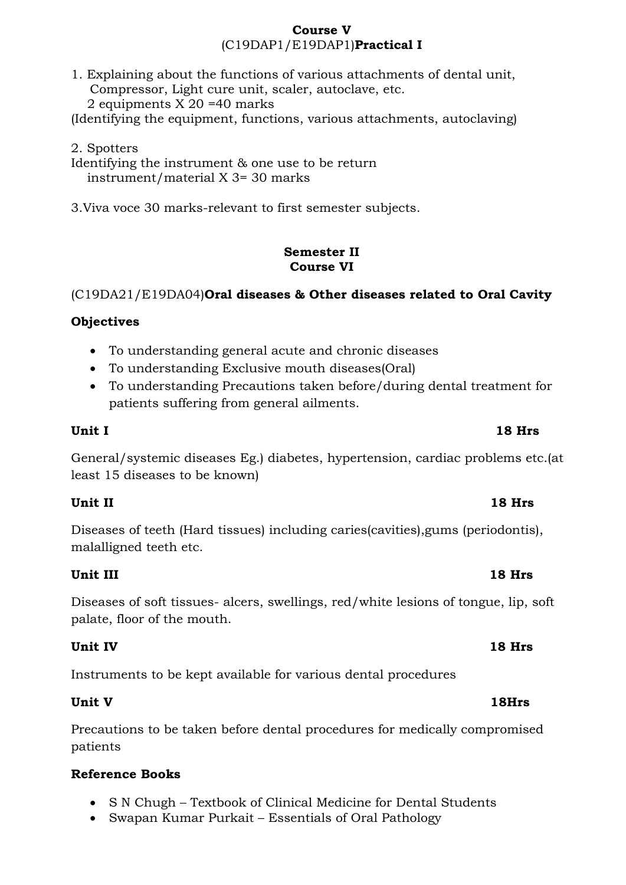**Course V**

(C19DAP1/E19DAP1)**Practical I**

1. Explaining about the functions of various attachments of dental unit, Compressor, Light cure unit, scaler, autoclave, etc.
   2 equipments X 20 =40 marks
(Identifying the equipment, functions, various attachments, autoclaving)

2. Spotters
Identifying the instrument & one use to be return
   instrument/material X 3= 30 marks

3.Viva voce 30 marks-relevant to first semester subjects.

**Semester II**
**Course VI**

(C19DA21/E19DA04)**Oral diseases & Other diseases related to Oral Cavity**

**Objectives**

- To understanding general acute and chronic diseases
- To understanding Exclusive mouth diseases(Oral)
- To understanding Precautions taken before/during dental treatment for patients suffering from general ailments.

**Unit I** **18 Hrs**

General/systemic diseases Eg.) diabetes, hypertension, cardiac problems etc.(at least 15 diseases to be known)

**Unit II** **18 Hrs**

Diseases of teeth (Hard tissues) including caries(cavities),gums (periodontis), malalligned teeth etc.

**Unit III** **18 Hrs**

Diseases of soft tissues- alcers, swellings, red/white lesions of tongue, lip, soft palate, floor of the mouth.

**Unit IV** **18 Hrs**

Instruments to be kept available for various dental procedures

**Unit V** **18Hrs**

Precautions to be taken before dental procedures for medically compromised patients

**Reference Books**

- S N Chugh – Textbook of Clinical Medicine for Dental Students
- Swapan Kumar Purkait – Essentials of Oral Pathology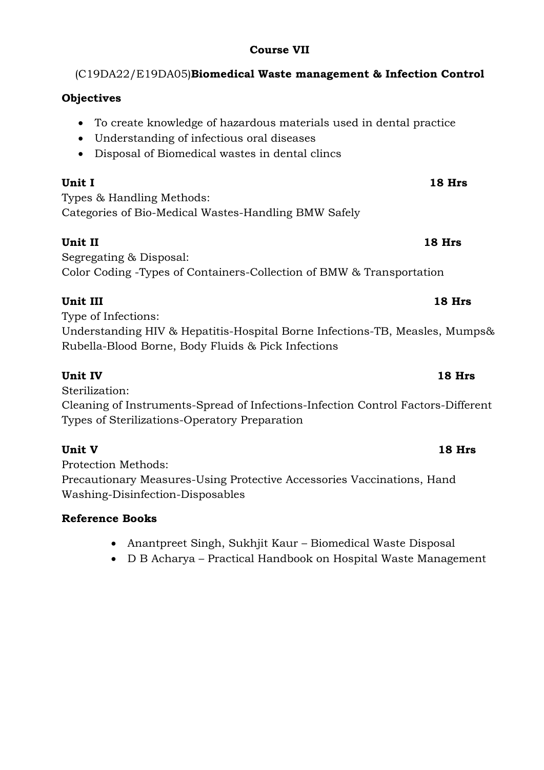**Course VII**

(C19DA22/E19DA05)**Biomedical Waste management & Infection Control**

**Objectives**

- To create knowledge of hazardous materials used in dental practice
- Understanding of infectious oral diseases
- Disposal of Biomedical wastes in dental clincs

**Unit I** **18 Hrs**

Types & Handling Methods:
Categories of Bio-Medical Wastes-Handling BMW Safely

**Unit II** **18 Hrs**

Segregating & Disposal:
Color Coding -Types of Containers-Collection of BMW & Transportation

**Unit III** **18 Hrs**

Type of Infections:
Understanding HIV & Hepatitis-Hospital Borne Infections-TB, Measles, Mumps& Rubella-Blood Borne, Body Fluids & Pick Infections

**Unit IV** **18 Hrs**

Sterilization:
Cleaning of Instruments-Spread of Infections-Infection Control Factors-Different Types of Sterilizations-Operatory Preparation

**Unit V** **18 Hrs**

Protection Methods:
Precautionary Measures-Using Protective Accessories Vaccinations, Hand Washing-Disinfection-Disposables

**Reference Books**

- Anantpreet Singh, Sukhjit Kaur – Biomedical Waste Disposal
- D B Acharya – Practical Handbook on Hospital Waste Management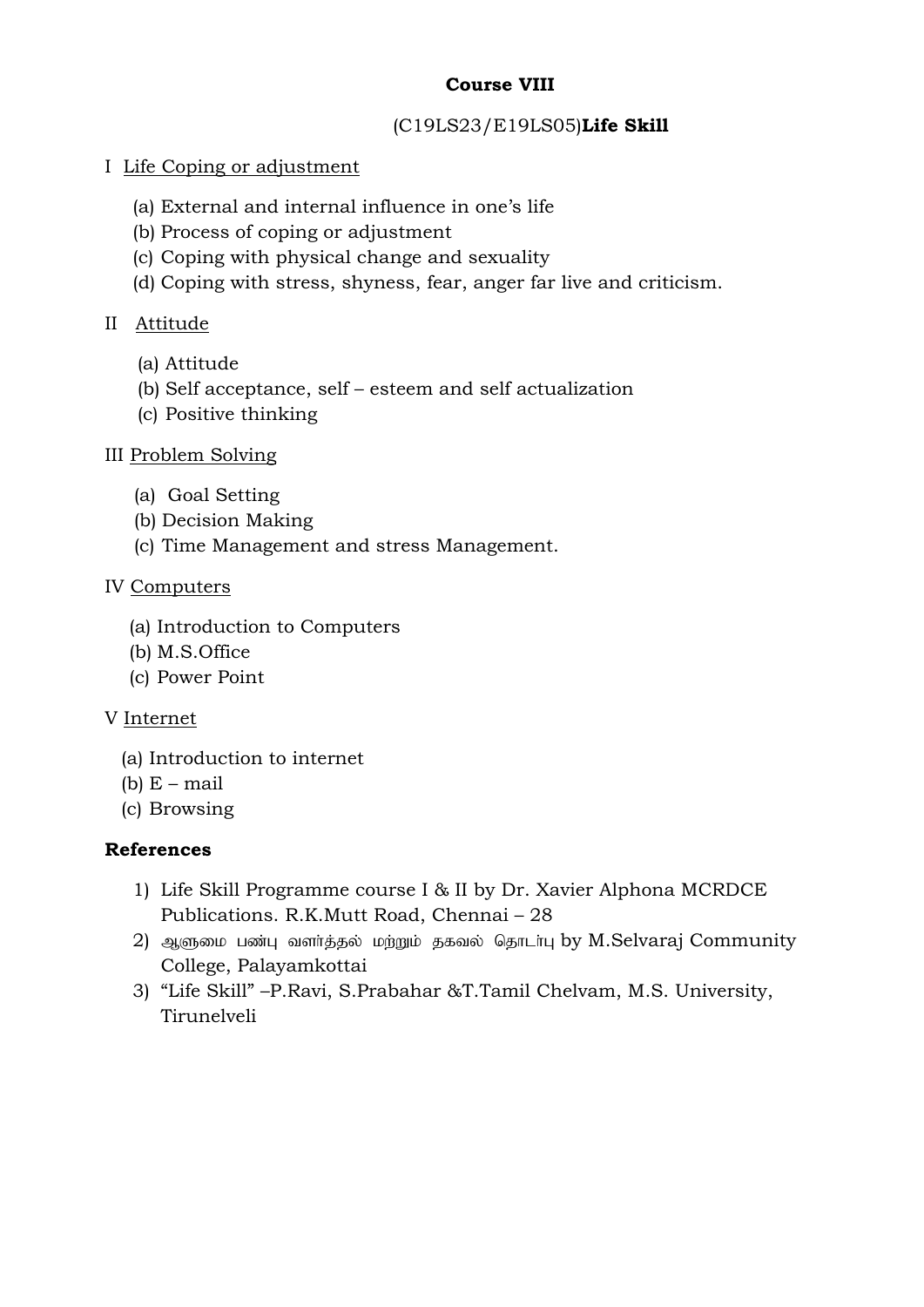**Course VIII**

(C19LS23/E19LS05)**Life Skill**

I Life Coping or adjustment

(a) External and internal influence in one's life
(b) Process of coping or adjustment
(c) Coping with physical change and sexuality
(d) Coping with stress, shyness, fear, anger far live and criticism.

II Attitude

(a) Attitude
(b) Self acceptance, self – esteem and self actualization
(c) Positive thinking

III Problem Solving

(a) Goal Setting
(b) Decision Making
(c) Time Management and stress Management.

IV Computers

(a) Introduction to Computers
(b) M.S.Office
(c) Power Point

V Internet

(a) Introduction to internet
(b) E – mail
(c) Browsing

**References**

1) Life Skill Programme course I & II by Dr. Xavier Alphona MCRDCE Publications. R.K.Mutt Road, Chennai – 28
2) ஆளுமை பண்பு வளர்த்தல் மற்றும் தகவல் தொடர்பு by M.Selvaraj Community College, Palayamkottai
3) "Life Skill" –P.Ravi, S.Prabahar &T.Tamil Chelvam, M.S. University, Tirunelveli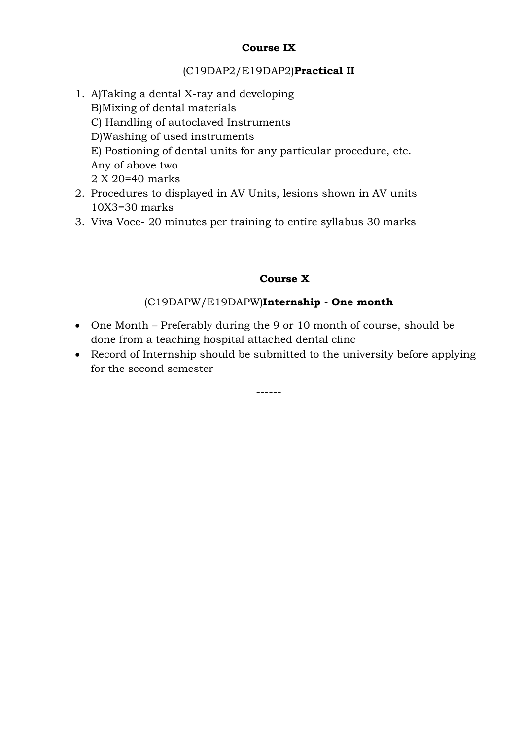**Course IX**

(C19DAP2/E19DAP2)**Practical II**

1. A)Taking a dental X-ray and developing
   B)Mixing of dental materials
   C) Handling of autoclaved Instruments
   D)Washing of used instruments
   E) Postioning of dental units for any particular procedure, etc.
   Any of above two
   2 X 20=40 marks
2. Procedures to displayed in AV Units, lesions shown in AV units
   10X3=30 marks
3. Viva Voce- 20 minutes per training to entire syllabus 30 marks

**Course X**

(C19DAPW/E19DAPW)**Internship - One month**

- One Month – Preferably during the 9 or 10 month of course, should be done from a teaching hospital attached dental clinc
- Record of Internship should be submitted to the university before applying for the second semester

------